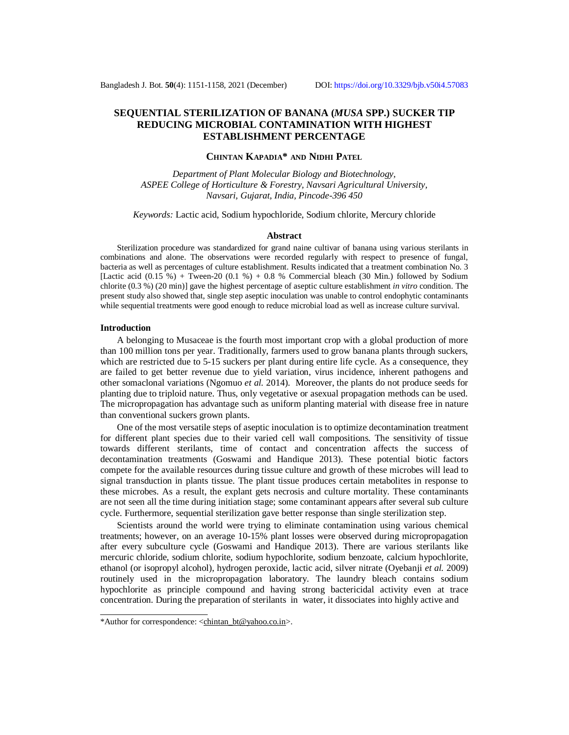# SEQUENTIAL STERILIZATION OF BANANA (*MUSA* SPP.) SUCKER TIP REDUCING MICROBIAL CONTAMINATION WITH HIGHEST ESTABLISHMENT PERCENTAGE

**Chintan Kapadia\* and Nidhi Patel**

*Department of Plant Molecular Biology and Biotechnology, ASPEE College of Horticulture & Forestry, Navsari Agricultural University, Navsari, Gujarat, India, Pincode-396 450*

*Keywords:* Lactic acid, Sodium hypochloride, Sodium chlorite, Mercury chloride

## Abstract

Sterilization procedure was standardized for grand naine cultivar of banana using various sterilants in combinations and alone. The observations were recorded regularly with respect to presence of fungal, bacteria as well as percentages of culture establishment. Results indicated that a treatment combination No. 3 [Lactic acid (0.15 %) + Tween-20 (0.1 %) + 0.8 % Commercial bleach (30 Min.) followed by Sodium chlorite (0.3 %) (20 min)] gave the highest percentage of aseptic culture establishment *in vitro* condition. The present study also showed that, single step aseptic inoculation was unable to control endophytic contaminants while sequential treatments were good enough to reduce microbial load as well as increase culture survival.

## Introduction

A belonging to Musaceae is the fourth most important crop with a global production of more than 100 million tons per year. Traditionally, farmers used to grow banana plants through suckers, which are restricted due to 5-15 suckers per plant during entire life cycle. As a consequence, they are failed to get better revenue due to yield variation, virus incidence, inherent pathogens and other somaclonal variations (Ngomuo *et al.* 2014). Moreover, the plants do not produce seeds for planting due to triploid nature. Thus, only vegetative or asexual propagation methods can be used. The micropropagation has advantage such as uniform planting material with disease free in nature than conventional suckers grown plants.

One of the most versatile steps of aseptic inoculation is to optimize decontamination treatment for different plant species due to their varied cell wall compositions. The sensitivity of tissue towards different sterilants, time of contact and concentration affects the success of decontamination treatments (Goswami and Handique 2013). These potential biotic factors compete for the available resources during tissue culture and growth of these microbes will lead to signal transduction in plants tissue. The plant tissue produces certain metabolites in response to these microbes. As a result, the explant gets necrosis and culture mortality. These contaminants are not seen all the time during initiation stage; some contaminant appears after several sub culture cycle. Furthermore, sequential sterilization gave better response than single sterilization step.

Scientists around the world were trying to eliminate contamination using various chemical treatments; however, on an average 10-15% plant losses were observed during micropropagation after every subculture cycle (Goswami and Handique 2013). There are various sterilants like mercuric chloride, sodium chlorite, sodium hypochlorite, sodium benzoate, calcium hypochlorite, ethanol (or isopropyl alcohol), hydrogen peroxide, lactic acid, silver nitrate (Oyebanji *et al.* 2009) routinely used in the micropropagation laboratory. The laundry bleach contains sodium hypochlorite as principle compound and having strong bactericidal activity even at trace concentration. During the preparation of sterilants in water, it dissociates into highly active and

---

\*Author for correspondence: <chintan_bt@yahoo.co.in>.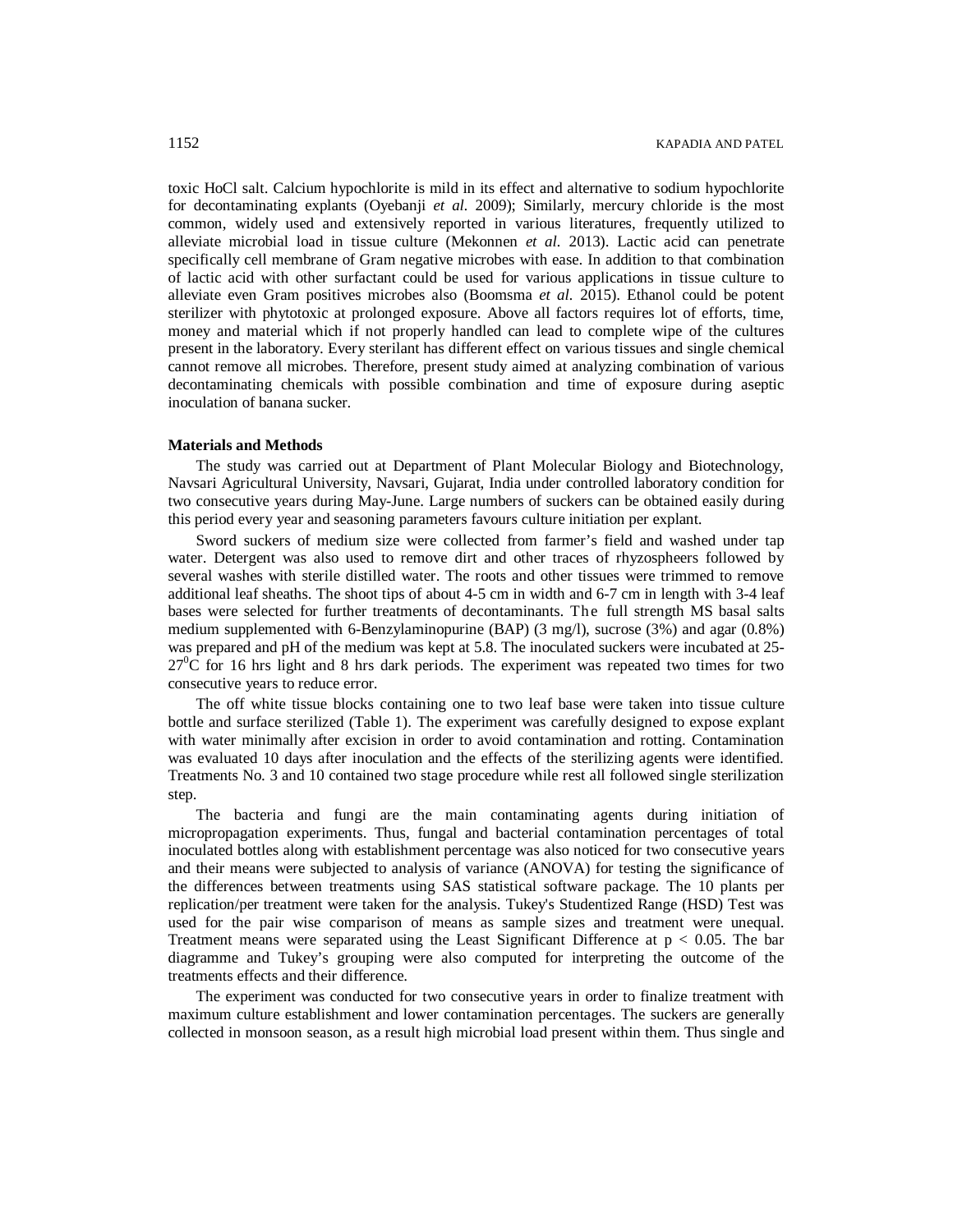toxic HoCl salt. Calcium hypochlorite is mild in its effect and alternative to sodium hypochlorite for decontaminating explants (Oyebanji *et al.* 2009); Similarly, mercury chloride is the most common, widely used and extensively reported in various literatures, frequently utilized to alleviate microbial load in tissue culture (Mekonnen *et al.* 2013). Lactic acid can penetrate specifically cell membrane of Gram negative microbes with ease. In addition to that combination of lactic acid with other surfactant could be used for various applications in tissue culture to alleviate even Gram positives microbes also (Boomsma *et al.* 2015). Ethanol could be potent sterilizer with phytotoxic at prolonged exposure. Above all factors requires lot of efforts, time, money and material which if not properly handled can lead to complete wipe of the cultures present in the laboratory. Every sterilant has different effect on various tissues and single chemical cannot remove all microbes. Therefore, present study aimed at analyzing combination of various decontaminating chemicals with possible combination and time of exposure during aseptic inoculation of banana sucker.

**Materials and Methods**

The study was carried out at Department of Plant Molecular Biology and Biotechnology, Navsari Agricultural University, Navsari, Gujarat, India under controlled laboratory condition for two consecutive years during May-June. Large numbers of suckers can be obtained easily during this period every year and seasoning parameters favours culture initiation per explant.

Sword suckers of medium size were collected from farmer's field and washed under tap water. Detergent was also used to remove dirt and other traces of rhyzospheers followed by several washes with sterile distilled water. The roots and other tissues were trimmed to remove additional leaf sheaths. The shoot tips of about 4-5 cm in width and 6-7 cm in length with 3-4 leaf bases were selected for further treatments of decontaminants. The full strength MS basal salts medium supplemented with 6-Benzylaminopurine (BAP) (3 mg/l), sucrose (3%) and agar (0.8%) was prepared and pH of the medium was kept at 5.8. The inoculated suckers were incubated at 25-$27^0$C for 16 hrs light and 8 hrs dark periods. The experiment was repeated two times for two consecutive years to reduce error.

The off white tissue blocks containing one to two leaf base were taken into tissue culture bottle and surface sterilized (Table 1). The experiment was carefully designed to expose explant with water minimally after excision in order to avoid contamination and rotting. Contamination was evaluated 10 days after inoculation and the effects of the sterilizing agents were identified. Treatments No. 3 and 10 contained two stage procedure while rest all followed single sterilization step.

The bacteria and fungi are the main contaminating agents during initiation of micropropagation experiments. Thus, fungal and bacterial contamination percentages of total inoculated bottles along with establishment percentage was also noticed for two consecutive years and their means were subjected to analysis of variance (ANOVA) for testing the significance of the differences between treatments using SAS statistical software package. The 10 plants per replication/per treatment were taken for the analysis. Tukey's Studentized Range (HSD) Test was used for the pair wise comparison of means as sample sizes and treatment were unequal. Treatment means were separated using the Least Significant Difference at $p < 0.05$. The bar diagramme and Tukey's grouping were also computed for interpreting the outcome of the treatments effects and their difference.

The experiment was conducted for two consecutive years in order to finalize treatment with maximum culture establishment and lower contamination percentages. The suckers are generally collected in monsoon season, as a result high microbial load present within them. Thus single and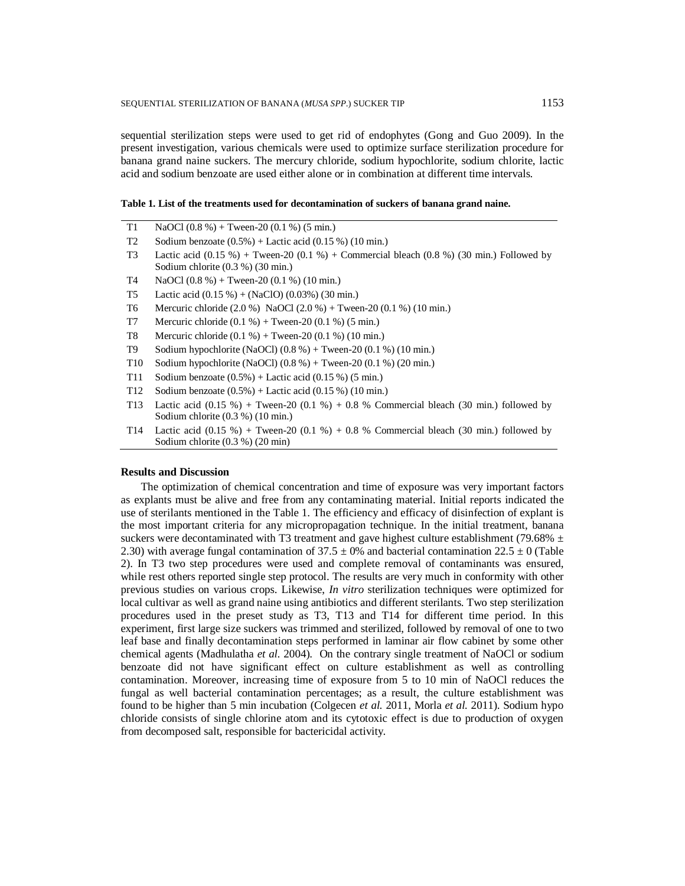sequential sterilization steps were used to get rid of endophytes (Gong and Guo 2009). In the present investigation, various chemicals were used to optimize surface sterilization procedure for banana grand naine suckers. The mercury chloride, sodium hypochlorite, sodium chlorite, lactic acid and sodium benzoate are used either alone or in combination at different time intervals.

**Table 1. List of the treatments used for decontamination of suckers of banana grand naine.**

| | |
|---|---|
| T1 | NaOCl (0.8 %) + Tween-20 (0.1 %) (5 min.) |
| T2 | Sodium benzoate (0.5%) + Lactic acid (0.15 %) (10 min.) |
| T3 | Lactic acid (0.15 %) + Tween-20 (0.1 %) + Commercial bleach (0.8 %) (30 min.) Followed by Sodium chlorite (0.3 %) (30 min.) |
| T4 | NaOCl (0.8 %) + Tween-20 (0.1 %) (10 min.) |
| T5 | Lactic acid (0.15 %) + (NaClO) (0.03%) (30 min.) |
| T6 | Mercuric chloride (2.0 %) NaOCl (2.0 %) + Tween-20 (0.1 %) (10 min.) |
| T7 | Mercuric chloride (0.1 %) + Tween-20 (0.1 %) (5 min.) |
| T8 | Mercuric chloride (0.1 %) + Tween-20 (0.1 %) (10 min.) |
| T9 | Sodium hypochlorite (NaOCl) (0.8 %) + Tween-20 (0.1 %) (10 min.) |
| T10 | Sodium hypochlorite (NaOCl) (0.8 %) + Tween-20 (0.1 %) (20 min.) |
| T11 | Sodium benzoate (0.5%) + Lactic acid (0.15 %) (5 min.) |
| T12 | Sodium benzoate (0.5%) + Lactic acid (0.15 %) (10 min.) |
| T13 | Lactic acid (0.15 %) + Tween-20 (0.1 %) + 0.8 % Commercial bleach (30 min.) followed by Sodium chlorite (0.3 %) (10 min.) |
| T14 | Lactic acid (0.15 %) + Tween-20 (0.1 %) + 0.8 % Commercial bleach (30 min.) followed by Sodium chlorite (0.3 %) (20 min) |

## Results and Discussion

The optimization of chemical concentration and time of exposure was very important factors as explants must be alive and free from any contaminating material. Initial reports indicated the use of sterilants mentioned in the Table 1. The efficiency and efficacy of disinfection of explant is the most important criteria for any micropropagation technique. In the initial treatment, banana suckers were decontaminated with T3 treatment and gave highest culture establishment (79.68% $\pm$ 2.30) with average fungal contamination of 37.5 $\pm$ 0% and bacterial contamination 22.5 $\pm$ 0 (Table 2). In T3 two step procedures were used and complete removal of contaminants was ensured, while rest others reported single step protocol. The results are very much in conformity with other previous studies on various crops. Likewise, *In vitro* sterilization techniques were optimized for local cultivar as well as grand naine using antibiotics and different sterilants. Two step sterilization procedures used in the preset study as T3, T13 and T14 for different time period. In this experiment, first large size suckers was trimmed and sterilized, followed by removal of one to two leaf base and finally decontamination steps performed in laminar air flow cabinet by some other chemical agents (Madhulatha *et al.* 2004). On the contrary single treatment of NaOCl or sodium benzoate did not have significant effect on culture establishment as well as controlling contamination. Moreover, increasing time of exposure from 5 to 10 min of NaOCl reduces the fungal as well bacterial contamination percentages; as a result, the culture establishment was found to be higher than 5 min incubation (Colgecen *et al.* 2011, Morla *et al.* 2011). Sodium hypo chloride consists of single chlorine atom and its cytotoxic effect is due to production of oxygen from decomposed salt, responsible for bactericidal activity.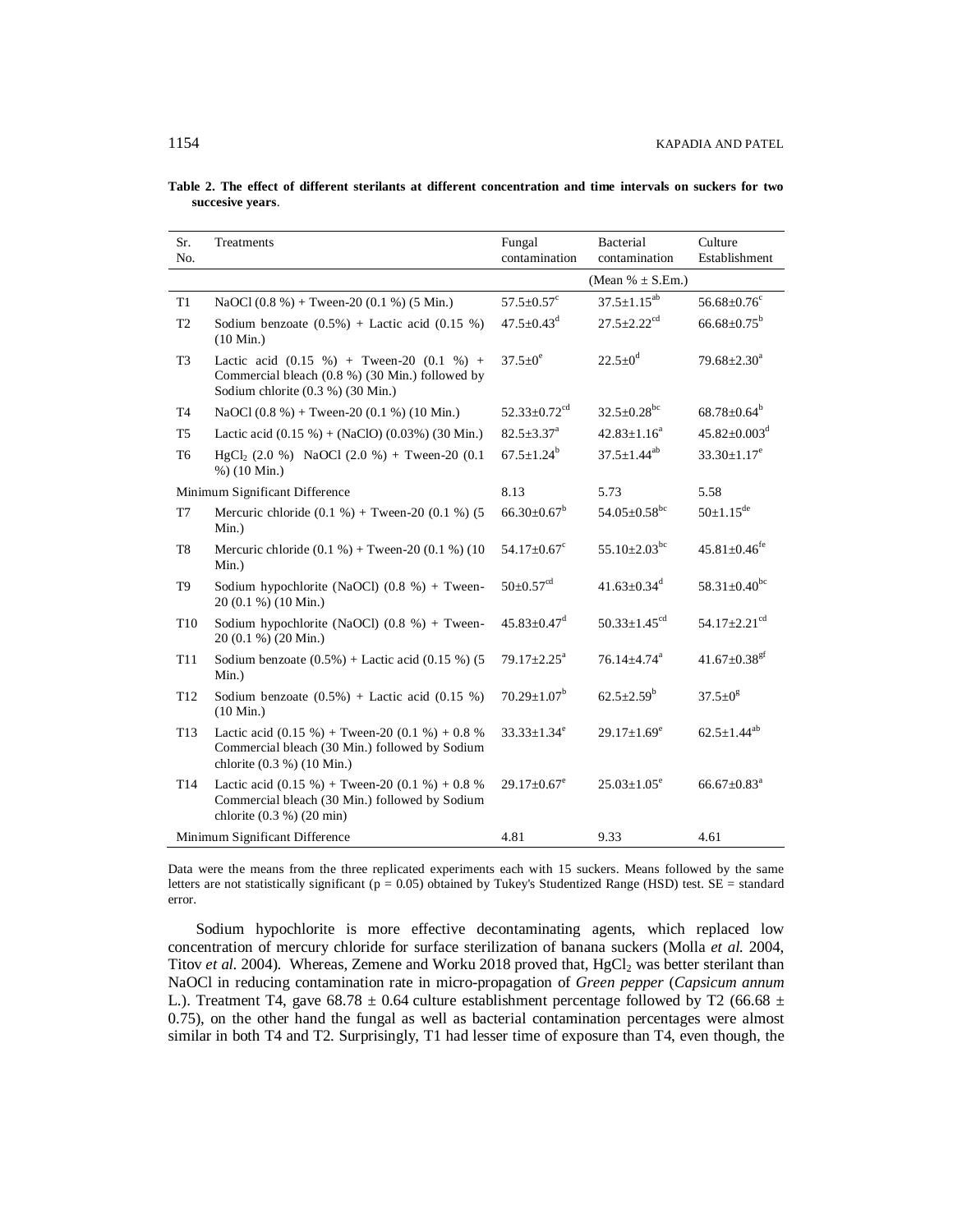**Table 2. The effect of different sterilants at different concentration and time intervals on suckers for two succesive years**.

| Sr. No. | Treatments | Fungal contamination | Bacterial contamination | Culture Establishment |
|---|---|---|---|---|
| | | (Mean % ± S.Em.) | | |
| T1 | NaOCl (0.8 %) + Tween-20 (0.1 %) (5 Min.) | $57.5\pm0.57^{c}$ | $37.5\pm1.15^{ab}$ | $56.68\pm0.76^{c}$ |
| T2 | Sodium benzoate (0.5%) + Lactic acid (0.15 %) (10 Min.) | $47.5\pm0.43^{d}$ | $27.5\pm2.22^{cd}$ | $66.68\pm0.75^{b}$ |
| T3 | Lactic acid (0.15 %) + Tween-20 (0.1 %) + Commercial bleach (0.8 %) (30 Min.) followed by Sodium chlorite (0.3 %) (30 Min.) | $37.5\pm0^{e}$ | $22.5\pm0^{d}$ | $79.68\pm2.30^{a}$ |
| T4 | NaOCl (0.8 %) + Tween-20 (0.1 %) (10 Min.) | $52.33\pm0.72^{cd}$ | $32.5\pm0.28^{bc}$ | $68.78\pm0.64^{b}$ |
| T5 | Lactic acid (0.15 %) + (NaClO) (0.03%) (30 Min.) | $82.5\pm3.37^{a}$ | $42.83\pm1.16^{a}$ | $45.82\pm0.003^{d}$ |
| T6 | $HgCl_2$ (2.0 %) NaOCl (2.0 %) + Tween-20 (0.1 %) (10 Min.) | $67.5\pm1.24^{b}$ | $37.5\pm1.44^{ab}$ | $33.30\pm1.17^{e}$ |
| Minimum Significant Difference | | 8.13 | 5.73 | 5.58 |
| T7 | Mercuric chloride (0.1 %) + Tween-20 (0.1 %) (5 Min.) | $66.30\pm0.67^{b}$ | $54.05\pm0.58^{bc}$ | $50\pm1.15^{de}$ |
| T8 | Mercuric chloride (0.1 %) + Tween-20 (0.1 %) (10 Min.) | $54.17\pm0.67^{c}$ | $55.10\pm2.03^{bc}$ | $45.81\pm0.46^{fe}$ |
| T9 | Sodium hypochlorite (NaOCl) (0.8 %) + Tween-20 (0.1 %) (10 Min.) | $50\pm0.57^{cd}$ | $41.63\pm0.34^{d}$ | $58.31\pm0.40^{bc}$ |
| T10 | Sodium hypochlorite (NaOCl) (0.8 %) + Tween-20 (0.1 %) (20 Min.) | $45.83\pm0.47^{d}$ | $50.33\pm1.45^{cd}$ | $54.17\pm2.21^{cd}$ |
| T11 | Sodium benzoate (0.5%) + Lactic acid (0.15 %) (5 Min.) | $79.17\pm2.25^{a}$ | $76.14\pm4.74^{a}$ | $41.67\pm0.38^{gf}$ |
| T12 | Sodium benzoate (0.5%) + Lactic acid (0.15 %) (10 Min.) | $70.29\pm1.07^{b}$ | $62.5\pm2.59^{b}$ | $37.5\pm0^{g}$ |
| T13 | Lactic acid (0.15 %) + Tween-20 (0.1 %) + 0.8 % Commercial bleach (30 Min.) followed by Sodium chlorite (0.3 %) (10 Min.) | $33.33\pm1.34^{e}$ | $29.17\pm1.69^{e}$ | $62.5\pm1.44^{ab}$ |
| T14 | Lactic acid (0.15 %) + Tween-20 (0.1 %) + 0.8 % Commercial bleach (30 Min.) followed by Sodium chlorite (0.3 %) (20 min) | $29.17\pm0.67^{e}$ | $25.03\pm1.05^{e}$ | $66.67\pm0.83^{a}$ |
| Minimum Significant Difference | | 4.81 | 9.33 | 4.61 |

Data were the means from the three replicated experiments each with 15 suckers. Means followed by the same letters are not statistically significant ($p = 0.05$) obtained by Tukey's Studentized Range (HSD) test. SE = standard error.

Sodium hypochlorite is more effective decontaminating agents, which replaced low concentration of mercury chloride for surface sterilization of banana suckers (Molla *et al.* 2004, Titov *et al.* 2004). Whereas, Zemene and Worku 2018 proved that, $HgCl_2$ was better sterilant than NaOCl in reducing contamination rate in micro-propagation of *Green pepper* (*Capsicum annum* L.). Treatment T4, gave 68.78 ± 0.64 culture establishment percentage followed by T2 (66.68 ± 0.75), on the other hand the fungal as well as bacterial contamination percentages were almost similar in both T4 and T2. Surprisingly, T1 had lesser time of exposure than T4, even though, the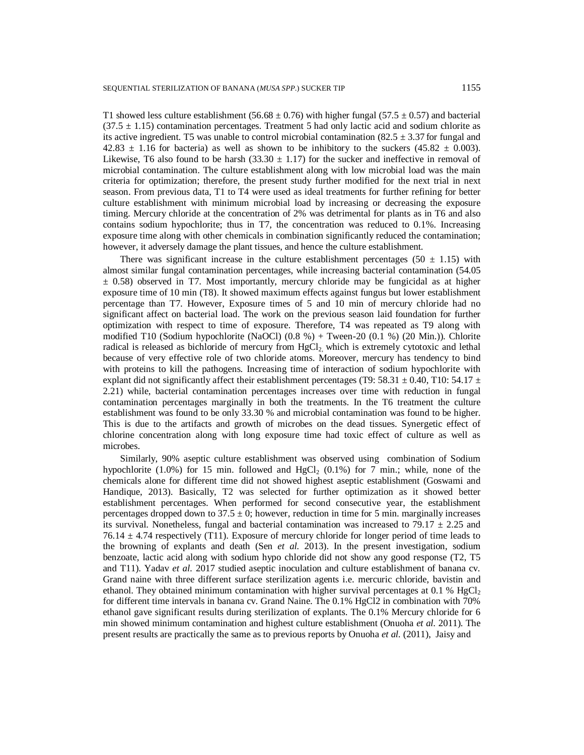T1 showed less culture establishment (56.68 ± 0.76) with higher fungal (57.5 ± 0.57) and bacterial (37.5 ± 1.15) contamination percentages. Treatment 5 had only lactic acid and sodium chlorite as its active ingredient. T5 was unable to control microbial contamination (82.5 ± 3.37 for fungal and 42.83 ± 1.16 for bacteria) as well as shown to be inhibitory to the suckers (45.82 ± 0.003). Likewise, T6 also found to be harsh (33.30 ± 1.17) for the sucker and ineffective in removal of microbial contamination. The culture establishment along with low microbial load was the main criteria for optimization; therefore, the present study further modified for the next trial in next season. From previous data, T1 to T4 were used as ideal treatments for further refining for better culture establishment with minimum microbial load by increasing or decreasing the exposure timing. Mercury chloride at the concentration of 2% was detrimental for plants as in T6 and also contains sodium hypochlorite; thus in T7, the concentration was reduced to 0.1%. Increasing exposure time along with other chemicals in combination significantly reduced the contamination; however, it adversely damage the plant tissues, and hence the culture establishment.

There was significant increase in the culture establishment percentages (50 ± 1.15) with almost similar fungal contamination percentages, while increasing bacterial contamination (54.05 ± 0.58) observed in T7. Most importantly, mercury chloride may be fungicidal as at higher exposure time of 10 min (T8). It showed maximum effects against fungus but lower establishment percentage than T7. However, Exposure times of 5 and 10 min of mercury chloride had no significant affect on bacterial load. The work on the previous season laid foundation for further optimization with respect to time of exposure. Therefore, T4 was repeated as T9 along with modified T10 (Sodium hypochlorite (NaOCl) (0.8 %) + Tween-20 (0.1 %) (20 Min.)). Chlorite radical is released as bichloride of mercury from $HgCl_2$, which is extremely cytotoxic and lethal because of very effective role of two chloride atoms. Moreover, mercury has tendency to bind with proteins to kill the pathogens. Increasing time of interaction of sodium hypochlorite with explant did not significantly affect their establishment percentages (T9: 58.31 ± 0.40, T10: 54.17 ± 2.21) while, bacterial contamination percentages increases over time with reduction in fungal contamination percentages marginally in both the treatments. In the T6 treatment the culture establishment was found to be only 33.30 % and microbial contamination was found to be higher. This is due to the artifacts and growth of microbes on the dead tissues. Synergetic effect of chlorine concentration along with long exposure time had toxic effect of culture as well as microbes.

Similarly, 90% aseptic culture establishment was observed using combination of Sodium hypochlorite (1.0%) for 15 min. followed and $HgCl_2$ (0.1%) for 7 min.; while, none of the chemicals alone for different time did not showed highest aseptic establishment (Goswami and Handique, 2013). Basically, T2 was selected for further optimization as it showed better establishment percentages. When performed for second consecutive year, the establishment percentages dropped down to 37.5 ± 0; however, reduction in time for 5 min. marginally increases its survival. Nonetheless, fungal and bacterial contamination was increased to 79.17 ± 2.25 and 76.14 ± 4.74 respectively (T11). Exposure of mercury chloride for longer period of time leads to the browning of explants and death (Sen *et al.* 2013). In the present investigation, sodium benzoate, lactic acid along with sodium hypo chloride did not show any good response (T2, T5 and T11). Yadav *et al.* 2017 studied aseptic inoculation and culture establishment of banana cv. Grand naine with three different surface sterilization agents i.e. mercuric chloride, bavistin and ethanol. They obtained minimum contamination with higher survival percentages at 0.1 % $HgCl_2$ for different time intervals in banana cv. Grand Naine. The 0.1% HgCl2 in combination with 70% ethanol gave significant results during sterilization of explants. The 0.1% Mercury chloride for 6 min showed minimum contamination and highest culture establishment (Onuoha *et al.* 2011). The present results are practically the same as to previous reports by Onuoha *et al.* (2011), Jaisy and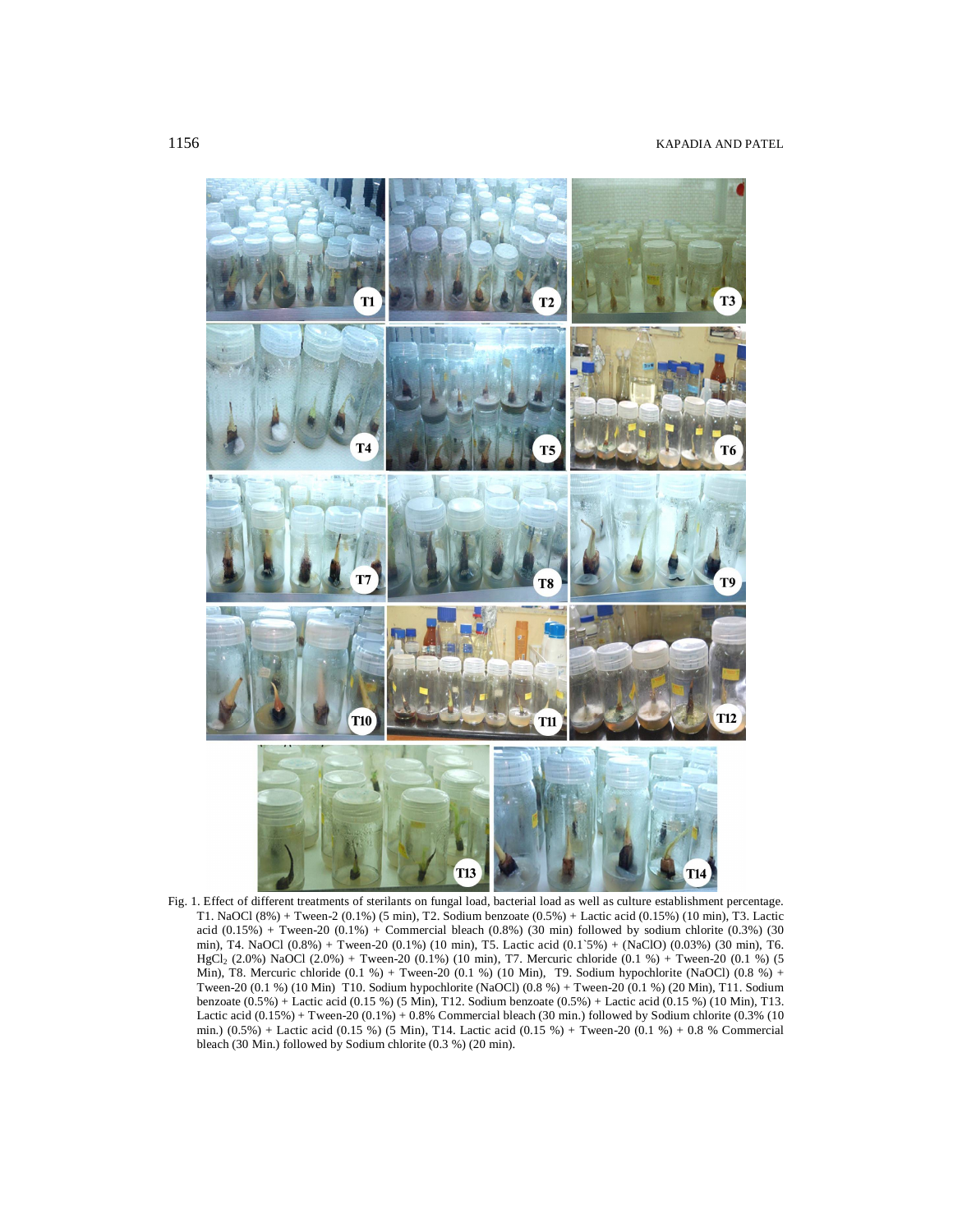Fig. 1. Effect of different treatments of sterilants on fungal load, bacterial load as well as culture establishment percentage. T1. NaOCl (8%) + Tween-2 (0.1%) (5 min), T2. Sodium benzoate (0.5%) + Lactic acid (0.15%) (10 min), T3. Lactic acid (0.15%) + Tween-20 (0.1%) + Commercial bleach (0.8%) (30 min) followed by sodium chlorite (0.3%) (30 min), T4. NaOCl (0.8%) + Tween-20 (0.1%) (10 min), T5. Lactic acid (0.1`5%) + (NaClO) (0.03%) (30 min), T6. $HgCl_2$ (2.0%) NaOCl (2.0%) + Tween-20 (0.1%) (10 min), T7. Mercuric chloride (0.1 %) + Tween-20 (0.1 %) (5 Min), T8. Mercuric chloride (0.1 %) + Tween-20 (0.1 %) (10 Min), T9. Sodium hypochlorite (NaOCl) (0.8 %) + Tween-20 (0.1 %) (10 Min) T10. Sodium hypochlorite (NaOCl) (0.8 %) + Tween-20 (0.1 %) (20 Min), T11. Sodium benzoate (0.5%) + Lactic acid (0.15 %) (5 Min), T12. Sodium benzoate (0.5%) + Lactic acid (0.15 %) (10 Min), T13. Lactic acid (0.15%) + Tween-20 (0.1%) + 0.8% Commercial bleach (30 min.) followed by Sodium chlorite (0.3% (10 min.) (0.5%) + Lactic acid (0.15 %) (5 Min), T14. Lactic acid (0.15 %) + Tween-20 (0.1 %) + 0.8 % Commercial bleach (30 Min.) followed by Sodium chlorite (0.3 %) (20 min).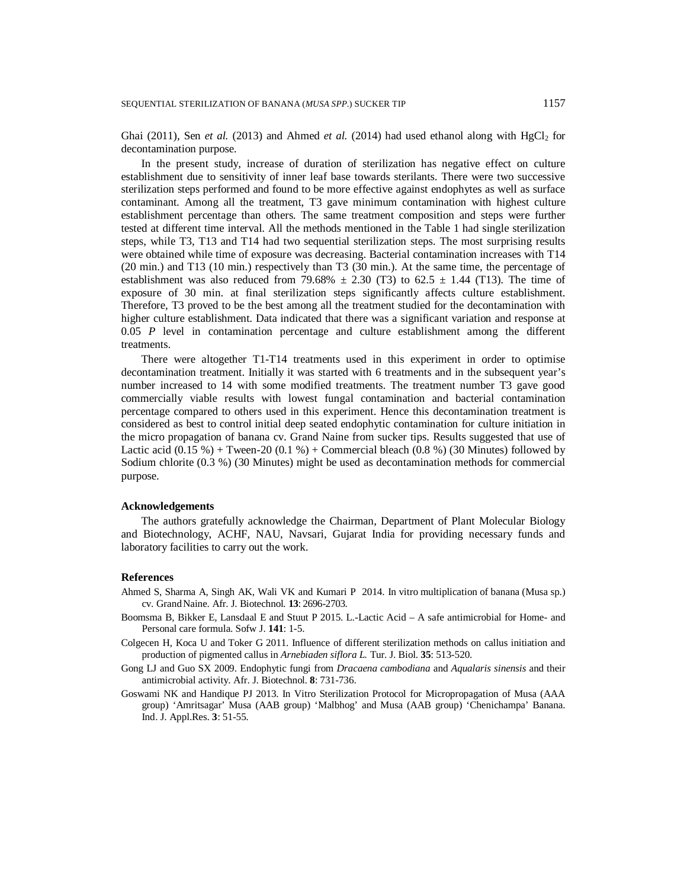Ghai (2011), Sen *et al.* (2013) and Ahmed *et al.* (2014) had used ethanol along with $HgCl_2$ for decontamination purpose.

In the present study, increase of duration of sterilization has negative effect on culture establishment due to sensitivity of inner leaf base towards sterilants. There were two successive sterilization steps performed and found to be more effective against endophytes as well as surface contaminant. Among all the treatment, T3 gave minimum contamination with highest culture establishment percentage than others. The same treatment composition and steps were further tested at different time interval. All the methods mentioned in the Table 1 had single sterilization steps, while T3, T13 and T14 had two sequential sterilization steps. The most surprising results were obtained while time of exposure was decreasing. Bacterial contamination increases with T14 (20 min.) and T13 (10 min.) respectively than T3 (30 min.). At the same time, the percentage of establishment was also reduced from 79.68% $\pm$ 2.30 (T3) to 62.5 $\pm$ 1.44 (T13). The time of exposure of 30 min. at final sterilization steps significantly affects culture establishment. Therefore, T3 proved to be the best among all the treatment studied for the decontamination with higher culture establishment. Data indicated that there was a significant variation and response at 0.05 *P* level in contamination percentage and culture establishment among the different treatments.

There were altogether T1-T14 treatments used in this experiment in order to optimise decontamination treatment. Initially it was started with 6 treatments and in the subsequent year's number increased to 14 with some modified treatments. The treatment number T3 gave good commercially viable results with lowest fungal contamination and bacterial contamination percentage compared to others used in this experiment. Hence this decontamination treatment is considered as best to control initial deep seated endophytic contamination for culture initiation in the micro propagation of banana cv. Grand Naine from sucker tips. Results suggested that use of Lactic acid (0.15 %) + Tween-20 (0.1 %) + Commercial bleach (0.8 %) (30 Minutes) followed by Sodium chlorite (0.3 %) (30 Minutes) might be used as decontamination methods for commercial purpose.

## Acknowledgements

The authors gratefully acknowledge the Chairman, Department of Plant Molecular Biology and Biotechnology, ACHF, NAU, Navsari, Gujarat India for providing necessary funds and laboratory facilities to carry out the work.

## References

Ahmed S, Sharma A, Singh AK, Wali VK and Kumari P 2014. In vitro multiplication of banana (Musa sp.) cv. Grand Naine. Afr. J. Biotechnol. **13**: 2696-2703.

Boomsma B, Bikker E, Lansdaal E and Stuut P 2015. L.-Lactic Acid – A safe antimicrobial for Home- and Personal care formula. Sofw J. **141**: 1-5.

Colgecen H, Koca U and Toker G 2011. Influence of different sterilization methods on callus initiation and production of pigmented callus in *Arnebiaden siflora L.* Tur. J. Biol. **35**: 513-520.

Gong LJ and Guo SX 2009. Endophytic fungi from *Dracaena cambodiana* and *Aqualaris sinensis* and their antimicrobial activity. Afr. J. Biotechnol. **8**: 731-736.

Goswami NK and Handique PJ 2013. In Vitro Sterilization Protocol for Micropropagation of Musa (AAA group) 'Amritsagar' Musa (AAB group) 'Malbhog' and Musa (AAB group) 'Chenichampa' Banana. Ind. J. Appl.Res. **3**: 51-55.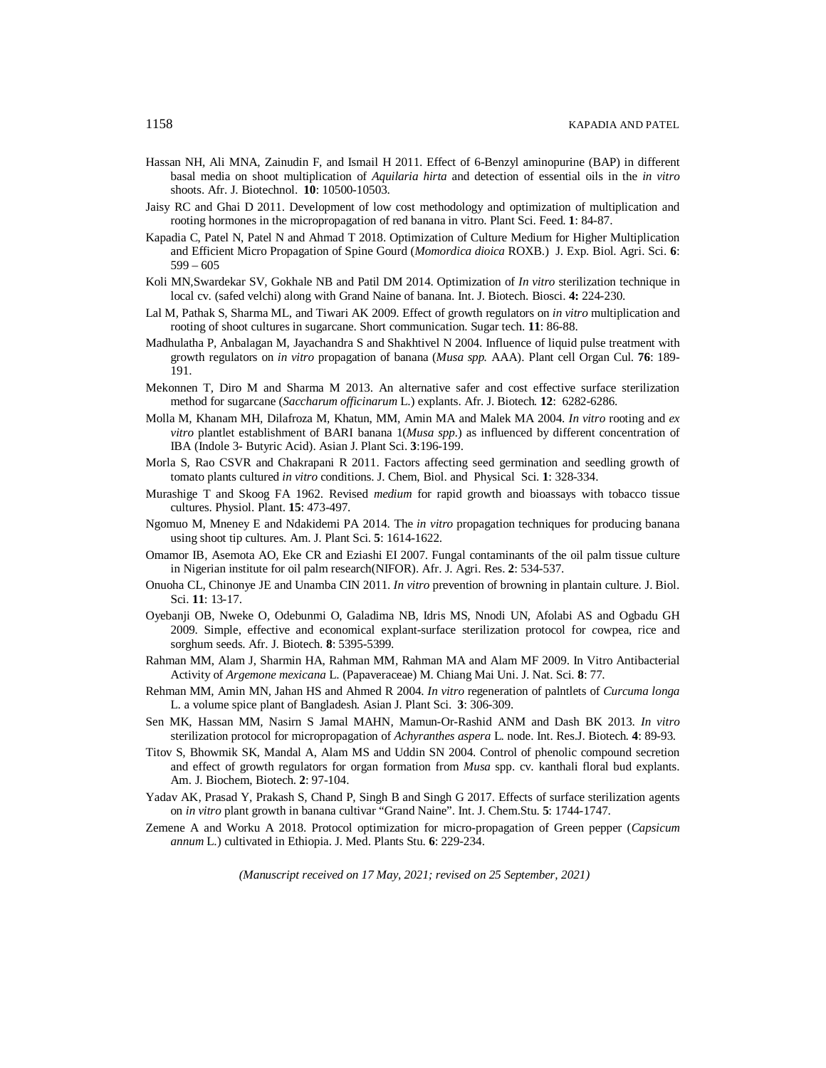Hassan NH, Ali MNA, Zainudin F, and Ismail H 2011. Effect of 6-Benzyl aminopurine (BAP) in different basal media on shoot multiplication of *Aquilaria hirta* and detection of essential oils in the *in vitro* shoots. Afr. J. Biotechnol. **10**: 10500-10503.

Jaisy RC and Ghai D 2011. Development of low cost methodology and optimization of multiplication and rooting hormones in the micropropagation of red banana in vitro. Plant Sci. Feed. **1**: 84-87.

Kapadia C, Patel N, Patel N and Ahmad T 2018. Optimization of Culture Medium for Higher Multiplication and Efficient Micro Propagation of Spine Gourd (*Momordica dioica* ROXB.) J. Exp. Biol. Agri. Sci. **6**: 599 – 605

Koli MN,Swardekar SV, Gokhale NB and Patil DM 2014. Optimization of *In vitro* sterilization technique in local cv. (safed velchi) along with Grand Naine of banana. Int. J. Biotech. Biosci. **4:** 224-230.

Lal M, Pathak S, Sharma ML, and Tiwari AK 2009. Effect of growth regulators on *in vitro* multiplication and rooting of shoot cultures in sugarcane. Short communication. Sugar tech. **11**: 86-88.

Madhulatha P, Anbalagan M, Jayachandra S and Shakhtivel N 2004. Influence of liquid pulse treatment with growth regulators on *in vitro* propagation of banana (*Musa spp.* AAA). Plant cell Organ Cul. **76**: 189-191.

Mekonnen T, Diro M and Sharma M 2013. An alternative safer and cost effective surface sterilization method for sugarcane (*Saccharum officinarum* L.) explants. Afr. J. Biotech. **12**: 6282-6286.

Molla M, Khanam MH, Dilafroza M, Khatun, MM, Amin MA and Malek MA 2004. *In vitro* rooting and *ex vitro* plantlet establishment of BARI banana 1(*Musa spp.*) as influenced by different concentration of IBA (Indole 3- Butyric Acid). Asian J. Plant Sci. **3**:196-199.

Morla S, Rao CSVR and Chakrapani R 2011. Factors affecting seed germination and seedling growth of tomato plants cultured *in vitro* conditions. J. Chem, Biol. and Physical Sci. **1**: 328-334.

Murashige T and Skoog FA 1962. Revised *medium* for rapid growth and bioassays with tobacco tissue cultures. Physiol. Plant. **15**: 473-497.

Ngomuo M, Mneney E and Ndakidemi PA 2014. The *in vitro* propagation techniques for producing banana using shoot tip cultures. Am. J. Plant Sci. **5**: 1614-1622.

Omamor IB, Asemota AO, Eke CR and Eziashi EI 2007. Fungal contaminants of the oil palm tissue culture in Nigerian institute for oil palm research(NIFOR). Afr. J. Agri. Res. **2**: 534-537.

Onuoha CL, Chinonye JE and Unamba CIN 2011. *In vitro* prevention of browning in plantain culture. J. Biol. Sci. **11**: 13-17.

Oyebanji OB, Nweke O, Odebunmi O, Galadima NB, Idris MS, Nnodi UN, Afolabi AS and Ogbadu GH 2009. Simple, effective and economical explant-surface sterilization protocol for cowpea, rice and sorghum seeds. Afr. J. Biotech. **8**: 5395-5399.

Rahman MM, Alam J, Sharmin HA, Rahman MM, Rahman MA and Alam MF 2009. In Vitro Antibacterial Activity of *Argemone mexicana* L. (Papaveraceae) M. Chiang Mai Uni. J. Nat. Sci. **8**: 77.

Rehman MM, Amin MN, Jahan HS and Ahmed R 2004. *In vitro* regeneration of palntlets of *Curcuma longa* L. a volume spice plant of Bangladesh. Asian J. Plant Sci. **3**: 306-309.

Sen MK, Hassan MM, Nasirn S Jamal MAHN, Mamun-Or-Rashid ANM and Dash BK 2013. *In vitro* sterilization protocol for micropropagation of *Achyranthes aspera* L. node. Int. Res.J. Biotech. **4**: 89-93.

Titov S, Bhowmik SK, Mandal A, Alam MS and Uddin SN 2004. Control of phenolic compound secretion and effect of growth regulators for organ formation from *Musa* spp. cv. kanthali floral bud explants. Am. J. Biochem, Biotech. **2**: 97-104.

Yadav AK, Prasad Y, Prakash S, Chand P, Singh B and Singh G 2017. Effects of surface sterilization agents on *in vitro* plant growth in banana cultivar "Grand Naine". Int. J. Chem.Stu. **5**: 1744-1747.

Zemene A and Worku A 2018. Protocol optimization for micro-propagation of Green pepper (*Capsicum annum* L.) cultivated in Ethiopia. J. Med. Plants Stu. **6**: 229-234.

*(Manuscript received on 17 May, 2021; revised on 25 September, 2021)*